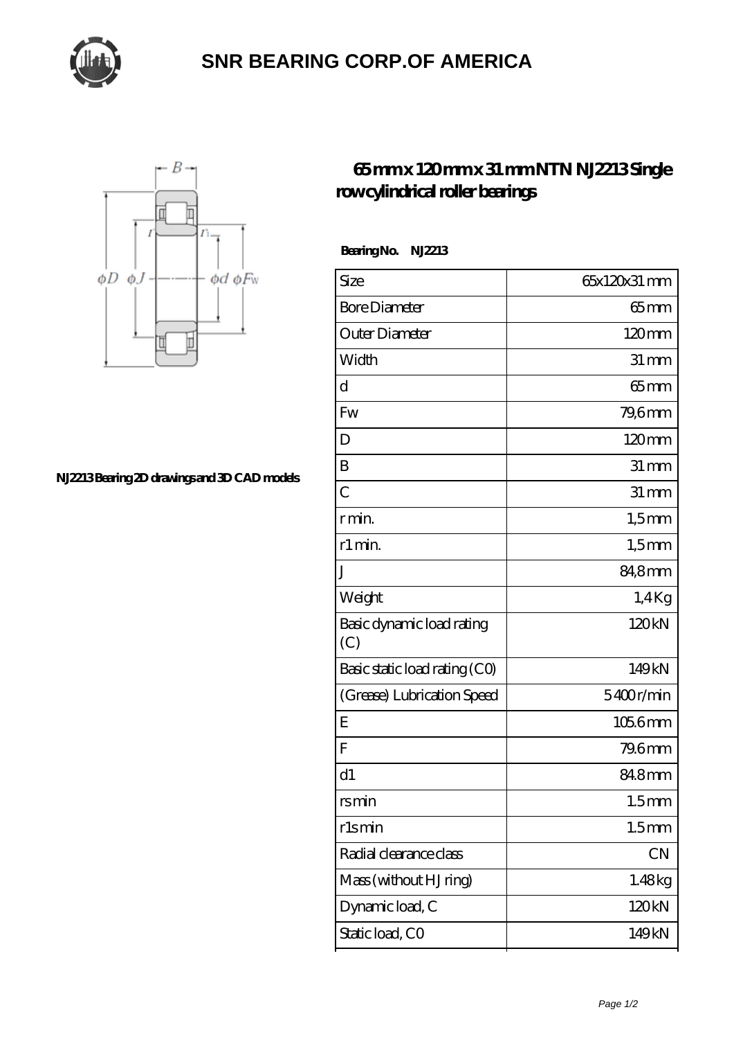# SNR BEARING CORP.OF AMERICA

## 65 mm x 120 mm x 31 mm NTN NJ2213 Single row cylindrical roller bearings

NJ2213 Bearing 2D drawings and 3D CAD models

**Bearing No. NJ2213**

| Size | 65x120x31 mm |
|---|---|
| Bore Diameter | 65 mm |
| Outer Diameter | 120 mm |
| Width | 31 mm |
| d | 65 mm |
| Fw | 79,6 mm |
| D | 120 mm |
| B | 31 mm |
| C | 31 mm |
| r min. | 1,5 mm |
| r1 min. | 1,5 mm |
| J | 84,8 mm |
| Weight | 1,4 Kg |
| Basic dynamic load rating (C) | 120 kN |
| Basic static load rating (C0) | 149 kN |
| (Grease) Lubrication Speed | 5400 r/min |
| E | 105.6 mm |
| F | 79.6 mm |
| d1 | 84.8 mm |
| rs min | 1.5 mm |
| r1s min | 1.5 mm |
| Radial clearance class | CN |
| Mass (without HJ ring) | 1.48 kg |
| Dynamic load, C | 120 kN |
| Static load, C0 | 149 kN |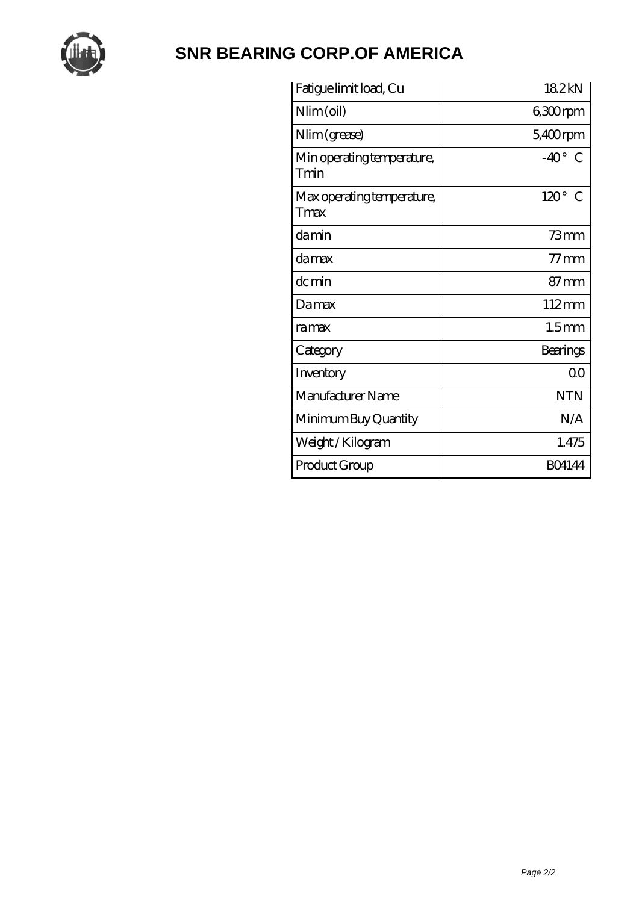# SNR BEARING CORP.OF AMERICA

| | |
|---|---|
| Fatigue limit load, Cu | 18.2 kN |
| Nlim (oil) | 6,300 rpm |
| Nlim (grease) | 5,400 rpm |
| Min operating temperature, Tmin | -40 ° C |
| Max operating temperature, Tmax | 120 ° C |
| da min | 73 mm |
| da max | 77 mm |
| dc min | 87 mm |
| Da max | 112 mm |
| ra max | 1.5 mm |
| Category | Bearings |
| Inventory | 0.0 |
| Manufacturer Name | NTN |
| Minimum Buy Quantity | N/A |
| Weight / Kilogram | 1.475 |
| Product Group | B04144 |